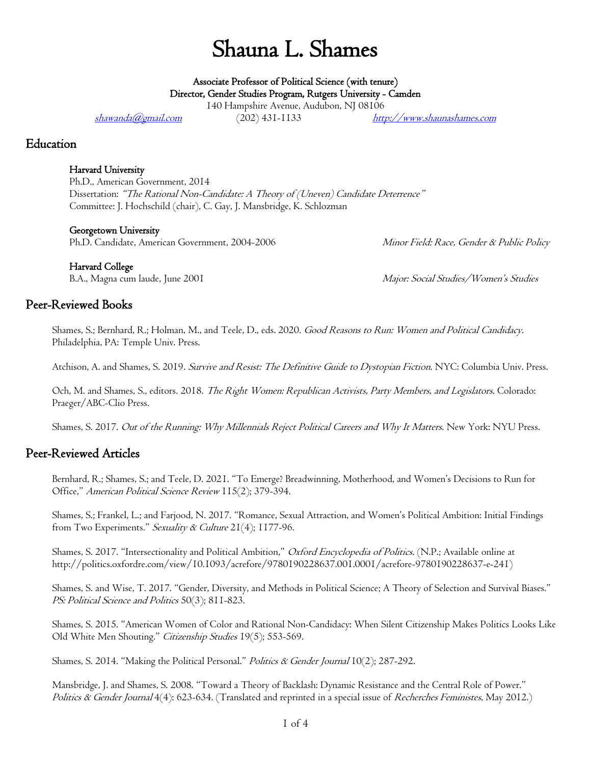# Shauna L. Shames

**Associate Professor of Political Science (with tenure)**
**Director, Gender Studies Program, Rutgers University - Camden**
140 Hampshire Avenue, Audubon, NJ 08106
*shawanda@gmail.com* (202) 431-1133 *http://www.shaunashames.com*

## Education

**Harvard University**
Ph.D., American Government, 2014
Dissertation: *"The Rational Non-Candidate: A Theory of (Uneven) Candidate Deterrence"*
Committee: J. Hochschild (chair), C. Gay, J. Mansbridge, K. Schlozman

**Georgetown University**
Ph.D. Candidate, American Government, 2004-2006 — *Minor Field: Race, Gender & Public Policy*

**Harvard College**
B.A., Magna cum laude, June 2001 — *Major: Social Studies/Women's Studies*

## Peer-Reviewed Books

Shames, S.; Bernhard, R.; Holman, M., and Teele, D., eds. 2020. *Good Reasons to Run: Women and Political Candidacy.* Philadelphia, PA: Temple Univ. Press.

Atchison, A. and Shames, S. 2019. *Survive and Resist: The Definitive Guide to Dystopian Fiction*. NYC: Columbia Univ. Press.

Och, M. and Shames, S., editors. 2018. *The Right Women: Republican Activists, Party Members, and Legislators.* Colorado: Praeger/ABC-Clio Press.

Shames, S. 2017. *Out of the Running: Why Millennials Reject Political Careers and Why It Matters.* New York: NYU Press.

## Peer-Reviewed Articles

Bernhard, R.; Shames, S.; and Teele, D. 2021. "To Emerge? Breadwinning, Motherhood, and Women's Decisions to Run for Office," *American Political Science Review* 115(2); 379-394.

Shames, S.; Frankel, L.; and Farjood, N. 2017. "Romance, Sexual Attraction, and Women's Political Ambition: Initial Findings from Two Experiments." *Sexuality & Culture* 21(4); 1177-96.

Shames, S. 2017. "Intersectionality and Political Ambition," *Oxford Encyclopedia of Politics.* (N.P.; Available online at http://politics.oxfordre.com/view/10.1093/acrefore/9780190228637.001.0001/acrefore-9780190228637-e-241)

Shames, S. and Wise, T. 2017. "Gender, Diversity, and Methods in Political Science; A Theory of Selection and Survival Biases." *PS: Political Science and Politics* 50(3); 811-823.

Shames, S. 2015. "American Women of Color and Rational Non-Candidacy: When Silent Citizenship Makes Politics Looks Like Old White Men Shouting." *Citizenship Studies* 19(5); 553-569.

Shames, S. 2014. "Making the Political Personal." *Politics & Gender Journal* 10(2); 287-292.

Mansbridge, J. and Shames, S. 2008. "Toward a Theory of Backlash: Dynamic Resistance and the Central Role of Power." *Politics & Gender Journal* 4(4): 623-634. (Translated and reprinted in a special issue of *Recherches Feministes*, May 2012.)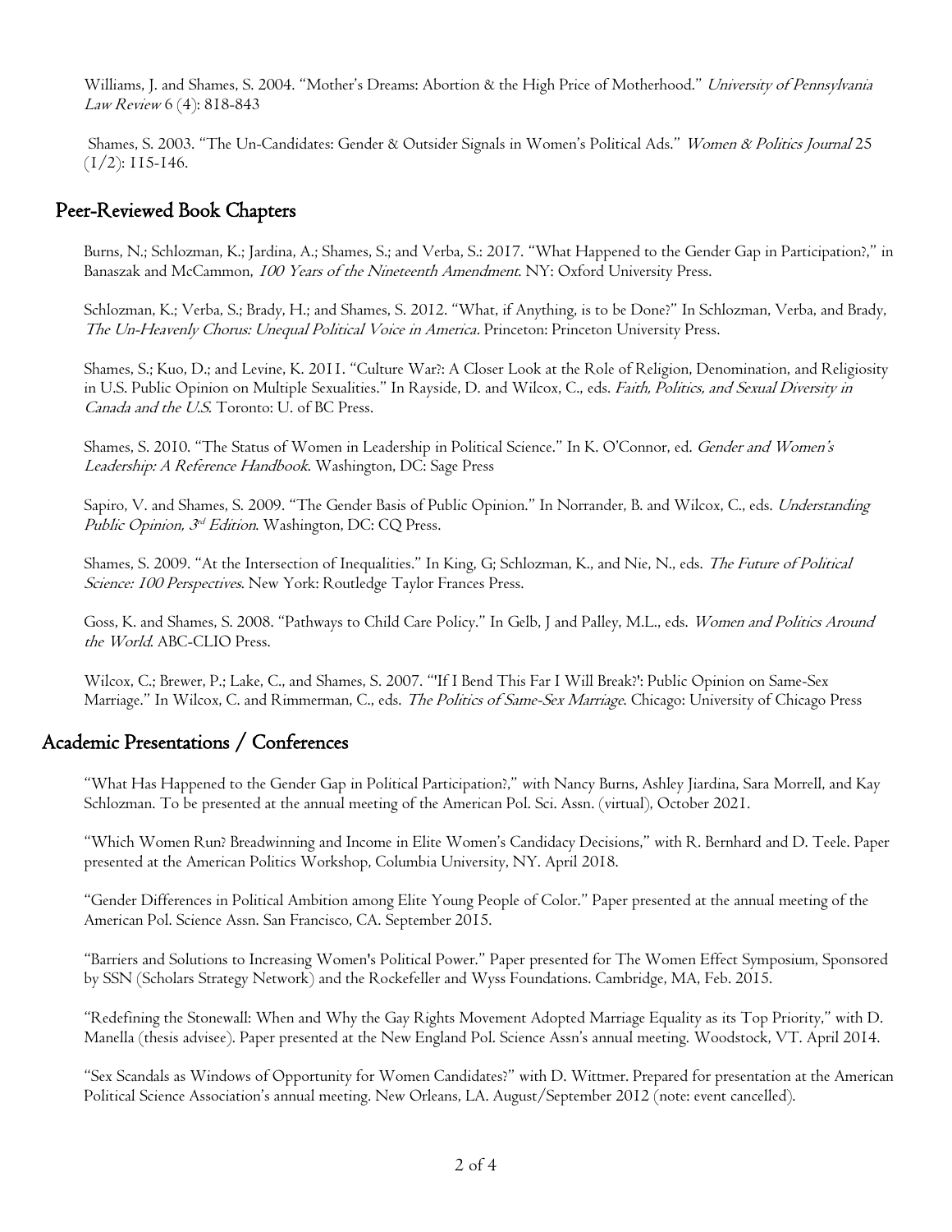Williams, J. and Shames, S. 2004. "Mother's Dreams: Abortion & the High Price of Motherhood." *University of Pennsylvania Law Review* 6 (4): 818-843

Shames, S. 2003. "The Un-Candidates: Gender & Outsider Signals in Women's Political Ads." *Women & Politics Journal* 25 (1/2): 115-146.

## Peer-Reviewed Book Chapters

Burns, N.; Schlozman, K.; Jardina, A.; Shames, S.; and Verba, S.: 2017. "What Happened to the Gender Gap in Participation?," in Banaszak and McCammon, *100 Years of the Nineteenth Amendment*. NY: Oxford University Press.

Schlozman, K.; Verba, S.; Brady, H.; and Shames, S. 2012. "What, if Anything, is to be Done?" In Schlozman, Verba, and Brady, *The Un-Heavenly Chorus: Unequal Political Voice in America.* Princeton: Princeton University Press.

Shames, S.; Kuo, D.; and Levine, K. 2011. "Culture War?: A Closer Look at the Role of Religion, Denomination, and Religiosity in U.S. Public Opinion on Multiple Sexualities." In Rayside, D. and Wilcox, C., eds. *Faith, Politics, and Sexual Diversity in Canada and the U.S.* Toronto: U. of BC Press.

Shames, S. 2010. "The Status of Women in Leadership in Political Science." In K. O'Connor, ed. *Gender and Women's Leadership: A Reference Handbook*. Washington, DC: Sage Press

Sapiro, V. and Shames, S. 2009. "The Gender Basis of Public Opinion." In Norrander, B. and Wilcox, C., eds. *Understanding Public Opinion, 3rd Edition*. Washington, DC: CQ Press.

Shames, S. 2009. "At the Intersection of Inequalities." In King, G; Schlozman, K., and Nie, N., eds. *The Future of Political Science: 100 Perspectives*. New York: Routledge Taylor Frances Press.

Goss, K. and Shames, S. 2008. "Pathways to Child Care Policy." In Gelb, J and Palley, M.L., eds. *Women and Politics Around the World*. ABC-CLIO Press.

Wilcox, C.; Brewer, P.; Lake, C., and Shames, S. 2007. "'If I Bend This Far I Will Break?': Public Opinion on Same-Sex Marriage." In Wilcox, C. and Rimmerman, C., eds. *The Politics of Same-Sex Marriage*. Chicago: University of Chicago Press

## Academic Presentations / Conferences

"What Has Happened to the Gender Gap in Political Participation?," with Nancy Burns, Ashley Jiardina, Sara Morrell, and Kay Schlozman. To be presented at the annual meeting of the American Pol. Sci. Assn. (virtual), October 2021.

"Which Women Run? Breadwinning and Income in Elite Women's Candidacy Decisions," with R. Bernhard and D. Teele. Paper presented at the American Politics Workshop, Columbia University, NY. April 2018.

"Gender Differences in Political Ambition among Elite Young People of Color." Paper presented at the annual meeting of the American Pol. Science Assn. San Francisco, CA. September 2015.

"Barriers and Solutions to Increasing Women's Political Power." Paper presented for The Women Effect Symposium, Sponsored by SSN (Scholars Strategy Network) and the Rockefeller and Wyss Foundations. Cambridge, MA, Feb. 2015.

"Redefining the Stonewall: When and Why the Gay Rights Movement Adopted Marriage Equality as its Top Priority," with D. Manella (thesis advisee). Paper presented at the New England Pol. Science Assn's annual meeting. Woodstock, VT. April 2014.

"Sex Scandals as Windows of Opportunity for Women Candidates?" with D. Wittmer. Prepared for presentation at the American Political Science Association's annual meeting. New Orleans, LA. August/September 2012 (note: event cancelled).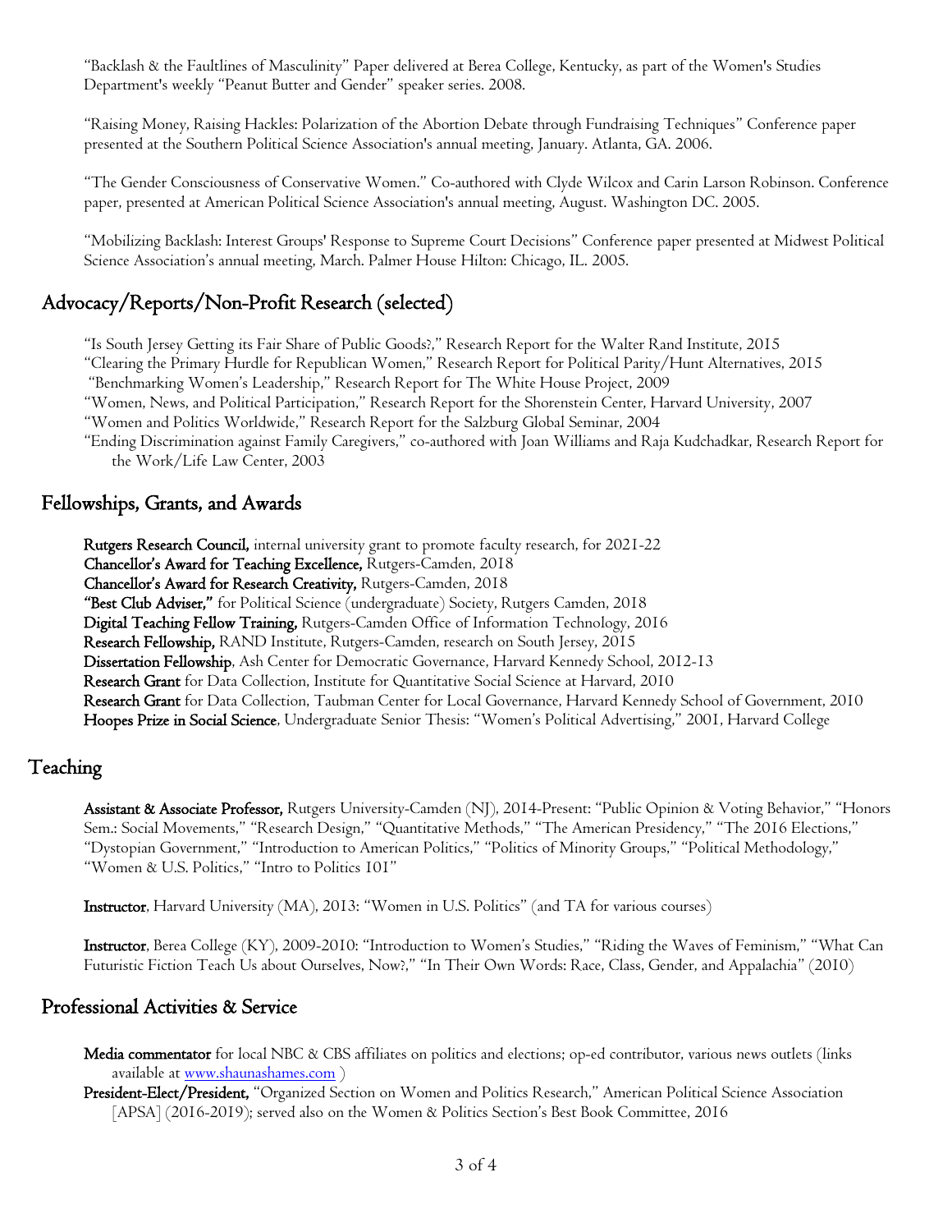"Backlash & the Faultlines of Masculinity" Paper delivered at Berea College, Kentucky, as part of the Women's Studies Department's weekly "Peanut Butter and Gender" speaker series. 2008.

"Raising Money, Raising Hackles: Polarization of the Abortion Debate through Fundraising Techniques" Conference paper presented at the Southern Political Science Association's annual meeting, January. Atlanta, GA. 2006.

"The Gender Consciousness of Conservative Women." Co-authored with Clyde Wilcox and Carin Larson Robinson. Conference paper, presented at American Political Science Association's annual meeting, August. Washington DC. 2005.

"Mobilizing Backlash: Interest Groups' Response to Supreme Court Decisions" Conference paper presented at Midwest Political Science Association's annual meeting, March. Palmer House Hilton: Chicago, IL. 2005.

## Advocacy/Reports/Non-Profit Research (selected)

"Is South Jersey Getting its Fair Share of Public Goods?," Research Report for the Walter Rand Institute, 2015
"Clearing the Primary Hurdle for Republican Women," Research Report for Political Parity/Hunt Alternatives, 2015
"Benchmarking Women's Leadership," Research Report for The White House Project, 2009
"Women, News, and Political Participation," Research Report for the Shorenstein Center, Harvard University, 2007
"Women and Politics Worldwide," Research Report for the Salzburg Global Seminar, 2004
"Ending Discrimination against Family Caregivers," co-authored with Joan Williams and Raja Kudchadkar, Research Report for the Work/Life Law Center, 2003

## Fellowships, Grants, and Awards

**Rutgers Research Council,** internal university grant to promote faculty research, for 2021-22
**Chancellor's Award for Teaching Excellence,** Rutgers-Camden, 2018
**Chancellor's Award for Research Creativity,** Rutgers-Camden, 2018
**"Best Club Adviser,"** for Political Science (undergraduate) Society, Rutgers Camden, 2018
**Digital Teaching Fellow Training,** Rutgers-Camden Office of Information Technology, 2016
**Research Fellowship,** RAND Institute, Rutgers-Camden, research on South Jersey, 2015
**Dissertation Fellowship**, Ash Center for Democratic Governance, Harvard Kennedy School, 2012-13
**Research Grant** for Data Collection, Institute for Quantitative Social Science at Harvard, 2010
**Research Grant** for Data Collection, Taubman Center for Local Governance, Harvard Kennedy School of Government, 2010
**Hoopes Prize in Social Science**, Undergraduate Senior Thesis: "Women's Political Advertising," 2001, Harvard College

# Teaching

**Assistant & Associate Professor,** Rutgers University-Camden (NJ), 2014-Present: "Public Opinion & Voting Behavior," "Honors Sem.: Social Movements," "Research Design," "Quantitative Methods," "The American Presidency," "The 2016 Elections," "Dystopian Government," "Introduction to American Politics," "Politics of Minority Groups," "Political Methodology," "Women & U.S. Politics," "Intro to Politics 101"

**Instructor**, Harvard University (MA), 2013: "Women in U.S. Politics" (and TA for various courses)

**Instructor**, Berea College (KY), 2009-2010: "Introduction to Women's Studies," "Riding the Waves of Feminism," "What Can Futuristic Fiction Teach Us about Ourselves, Now?," "In Their Own Words: Race, Class, Gender, and Appalachia" (2010)

## Professional Activities & Service

**Media commentator** for local NBC & CBS affiliates on politics and elections; op-ed contributor, various news outlets (links available at www.shaunashames.com )

**President-Elect/President,** "Organized Section on Women and Politics Research," American Political Science Association [APSA] (2016-2019); served also on the Women & Politics Section's Best Book Committee, 2016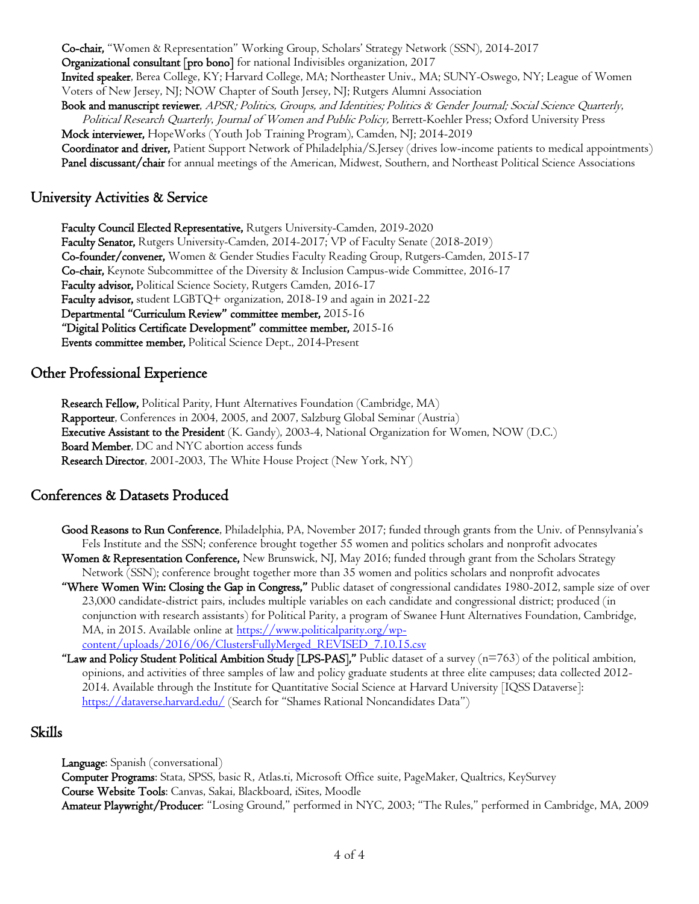**Co-chair,** "Women & Representation" Working Group, Scholars' Strategy Network (SSN), 2014-2017
**Organizational consultant [pro bono]** for national Indivisibles organization, 2017
**Invited speaker**, Berea College, KY; Harvard College, MA; Northeaster Univ., MA; SUNY-Oswego, NY; League of Women Voters of New Jersey, NJ; NOW Chapter of South Jersey, NJ; Rutgers Alumni Association
**Book and manuscript reviewer**, *APSR; Politics, Groups, and Identities; Politics & Gender Journal; Social Science Quarterly, Political Research Quarterly, Journal of Women and Public Policy,* Berrett-Koehler Press; Oxford University Press
**Mock interviewer,** HopeWorks (Youth Job Training Program), Camden, NJ; 2014-2019
**Coordinator and driver,** Patient Support Network of Philadelphia/S.Jersey (drives low-income patients to medical appointments)
**Panel discussant/chair** for annual meetings of the American, Midwest, Southern, and Northeast Political Science Associations

## University Activities & Service

**Faculty Council Elected Representative,** Rutgers University-Camden, 2019-2020
**Faculty Senator,** Rutgers University-Camden, 2014-2017; VP of Faculty Senate (2018-2019)
**Co-founder/convener,** Women & Gender Studies Faculty Reading Group, Rutgers-Camden, 2015-17
**Co-chair,** Keynote Subcommittee of the Diversity & Inclusion Campus-wide Committee, 2016-17
**Faculty advisor,** Political Science Society, Rutgers Camden, 2016-17
**Faculty advisor,** student LGBTQ+ organization, 2018-19 and again in 2021-22
**Departmental "Curriculum Review" committee member,** 2015-16
**"Digital Politics Certificate Development" committee member,** 2015-16
**Events committee member,** Political Science Dept., 2014-Present

## Other Professional Experience

**Research Fellow,** Political Parity, Hunt Alternatives Foundation (Cambridge, MA)
**Rapporteur**, Conferences in 2004, 2005, and 2007, Salzburg Global Seminar (Austria)
**Executive Assistant to the President** (K. Gandy), 2003-4, National Organization for Women, NOW (D.C.)
**Board Member**, DC and NYC abortion access funds
**Research Director**, 2001-2003, The White House Project (New York, NY)

## Conferences & Datasets Produced

**Good Reasons to Run Conference**, Philadelphia, PA, November 2017; funded through grants from the Univ. of Pennsylvania's Fels Institute and the SSN; conference brought together 55 women and politics scholars and nonprofit advocates
**Women & Representation Conference,** New Brunswick, NJ, May 2016; funded through grant from the Scholars Strategy Network (SSN); conference brought together more than 35 women and politics scholars and nonprofit advocates
**"Where Women Win: Closing the Gap in Congress,"** Public dataset of congressional candidates 1980-2012, sample size of over 23,000 candidate-district pairs, includes multiple variables on each candidate and congressional district; produced (in conjunction with research assistants) for Political Parity, a program of Swanee Hunt Alternatives Foundation, Cambridge, MA, in 2015. Available online at https://www.politicalparity.org/wp-content/uploads/2016/06/ClustersFullyMerged_REVISED_7.10.15.csv
**"Law and Policy Student Political Ambition Study [LPS-PAS],"** Public dataset of a survey (n=763) of the political ambition, opinions, and activities of three samples of law and policy graduate students at three elite campuses; data collected 2012-2014. Available through the Institute for Quantitative Social Science at Harvard University [IQSS Dataverse]: https://dataverse.harvard.edu/ (Search for "Shames Rational Noncandidates Data")

## Skills

**Language**: Spanish (conversational)
**Computer Programs**: Stata, SPSS, basic R, Atlas.ti, Microsoft Office suite, PageMaker, Qualtrics, KeySurvey
**Course Website Tools**: Canvas, Sakai, Blackboard, iSites, Moodle
**Amateur Playwright/Producer**: "Losing Ground," performed in NYC, 2003; "The Rules," performed in Cambridge, MA, 2009